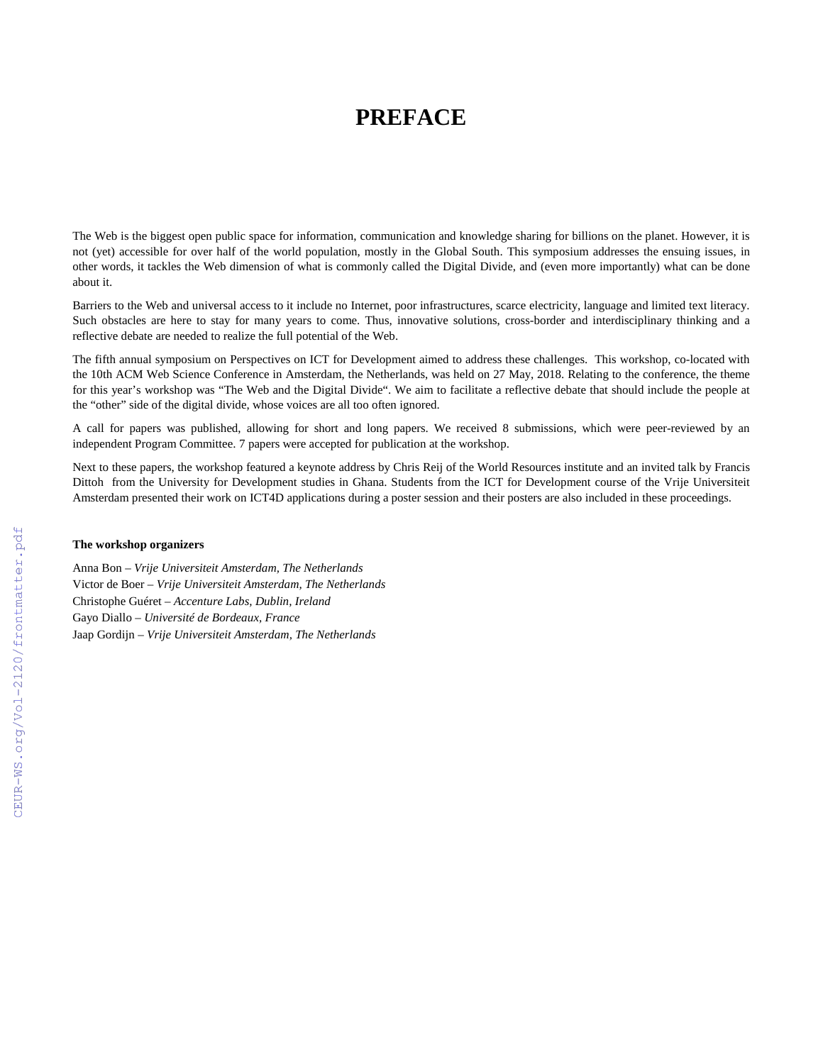# PREFACE

The Web is the biggest open public space for information, communication and knowledge sharing for billions on the planet. However, it is not (yet) accessible for over half of the world population, mostly in the Global South. This symposium addresses the ensuing issues, in other words, it tackles the Web dimension of what is commonly called the Digital Divide, and (even more importantly) what can be done about it.

Barriers to the Web and universal access to it include no Internet, poor infrastructures, scarce electricity, language and limited text literacy. Such obstacles are here to stay for many years to come. Thus, innovative solutions, cross-border and interdisciplinary thinking and a reflective debate are needed to realize the full potential of the Web.

The fifth annual symposium on Perspectives on ICT for Development aimed to address these challenges. This workshop, co-located with the 10th ACM Web Science Conference in Amsterdam, the Netherlands, was held on 27 May, 2018. Relating to the conference, the theme for this year's workshop was "The Web and the Digital Divide". We aim to facilitate a reflective debate that should include the people at the "other" side of the digital divide, whose voices are all too often ignored.

A call for papers was published, allowing for short and long papers. We received 8 submissions, which were peer-reviewed by an independent Program Committee. 7 papers were accepted for publication at the workshop.

Next to these papers, the workshop featured a keynote address by Chris Reij of the World Resources institute and an invited talk by Francis Dittoh from the University for Development studies in Ghana. Students from the ICT for Development course of the Vrije Universiteit Amsterdam presented their work on ICT4D applications during a poster session and their posters are also included in these proceedings.

**The workshop organizers**

Anna Bon – *Vrije Universiteit Amsterdam, The Netherlands*
Victor de Boer – *Vrije Universiteit Amsterdam, The Netherlands*
Christophe Guéret – *Accenture Labs, Dublin, Ireland*
Gayo Diallo – *Université de Bordeaux, France*
Jaap Gordijn – *Vrije Universiteit Amsterdam, The Netherlands*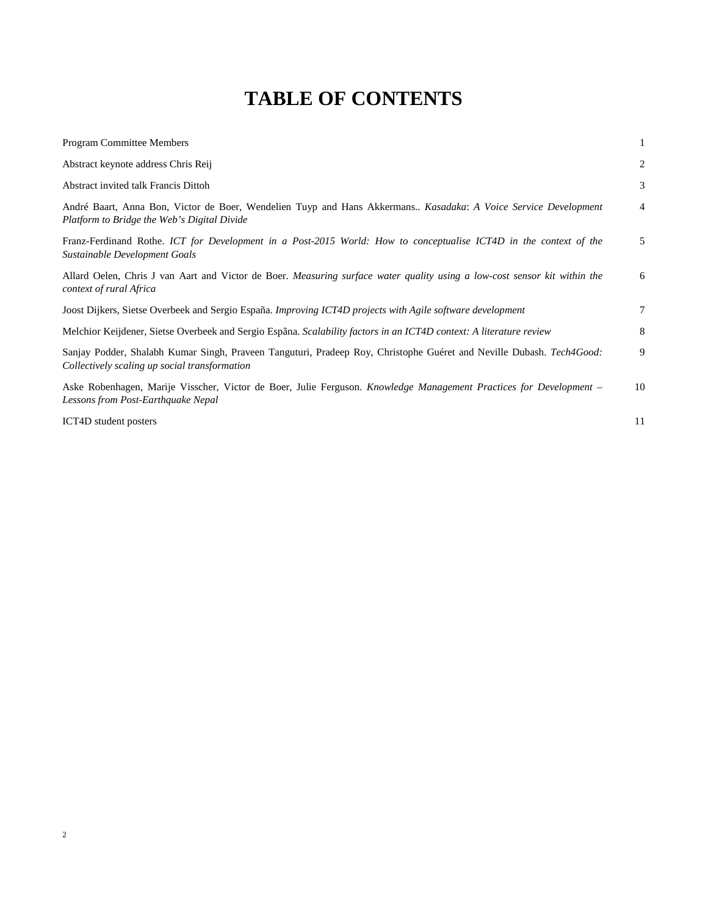# TABLE OF CONTENTS

| | |
|---|---|
| Program Committee Members | 1 |
| Abstract keynote address Chris Reij | 2 |
| Abstract invited talk Francis Dittoh | 3 |
| André Baart, Anna Bon, Victor de Boer, Wendelien Tuyp and Hans Akkermans.. *Kasadaka*: *A Voice Service Development Platform to Bridge the Web's Digital Divide* | 4 |
| Franz-Ferdinand Rothe. *ICT for Development in a Post-2015 World: How to conceptualise ICT4D in the context of the Sustainable Development Goals* | 5 |
| Allard Oelen, Chris J van Aart and Victor de Boer. *Measuring surface water quality using a low-cost sensor kit within the context of rural Africa* | 6 |
| Joost Dijkers, Sietse Overbeek and Sergio España. *Improving ICT4D projects with Agile software development* | 7 |
| Melchior Keijdener, Sietse Overbeek and Sergio Espãna. *Scalability factors in an ICT4D context: A literature review* | 8 |
| Sanjay Podder, Shalabh Kumar Singh, Praveen Tanguturi, Pradeep Roy, Christophe Guéret and Neville Dubash. *Tech4Good: Collectively scaling up social transformation* | 9 |
| Aske Robenhagen, Marije Visscher, Victor de Boer, Julie Ferguson. *Knowledge Management Practices for Development – Lessons from Post-Earthquake Nepal* | 10 |
| ICT4D student posters | 11 |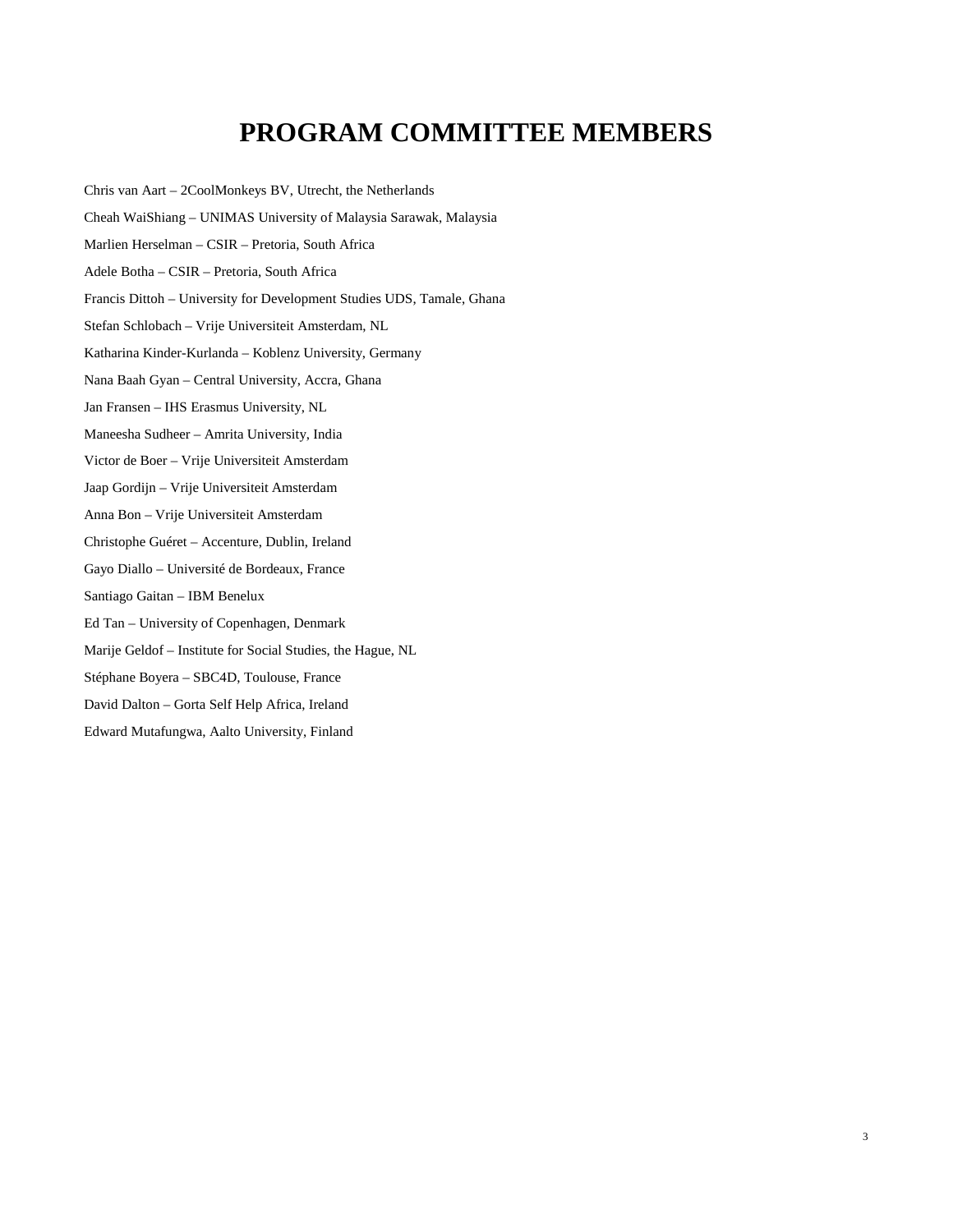# PROGRAM COMMITTEE MEMBERS

Chris van Aart – 2CoolMonkeys BV, Utrecht, the Netherlands

Cheah WaiShiang – UNIMAS University of Malaysia Sarawak, Malaysia

Marlien Herselman – CSIR – Pretoria, South Africa

Adele Botha – CSIR – Pretoria, South Africa

Francis Dittoh – University for Development Studies UDS, Tamale, Ghana

Stefan Schlobach – Vrije Universiteit Amsterdam, NL

Katharina Kinder-Kurlanda – Koblenz University, Germany

Nana Baah Gyan – Central University, Accra, Ghana

Jan Fransen – IHS Erasmus University, NL

Maneesha Sudheer – Amrita University, India

Victor de Boer – Vrije Universiteit Amsterdam

Jaap Gordijn – Vrije Universiteit Amsterdam

Anna Bon – Vrije Universiteit Amsterdam

Christophe Guéret – Accenture, Dublin, Ireland

Gayo Diallo – Université de Bordeaux, France

Santiago Gaitan – IBM Benelux

Ed Tan – University of Copenhagen, Denmark

Marije Geldof – Institute for Social Studies, the Hague, NL

Stéphane Boyera – SBC4D, Toulouse, France

David Dalton – Gorta Self Help Africa, Ireland

Edward Mutafungwa, Aalto University, Finland